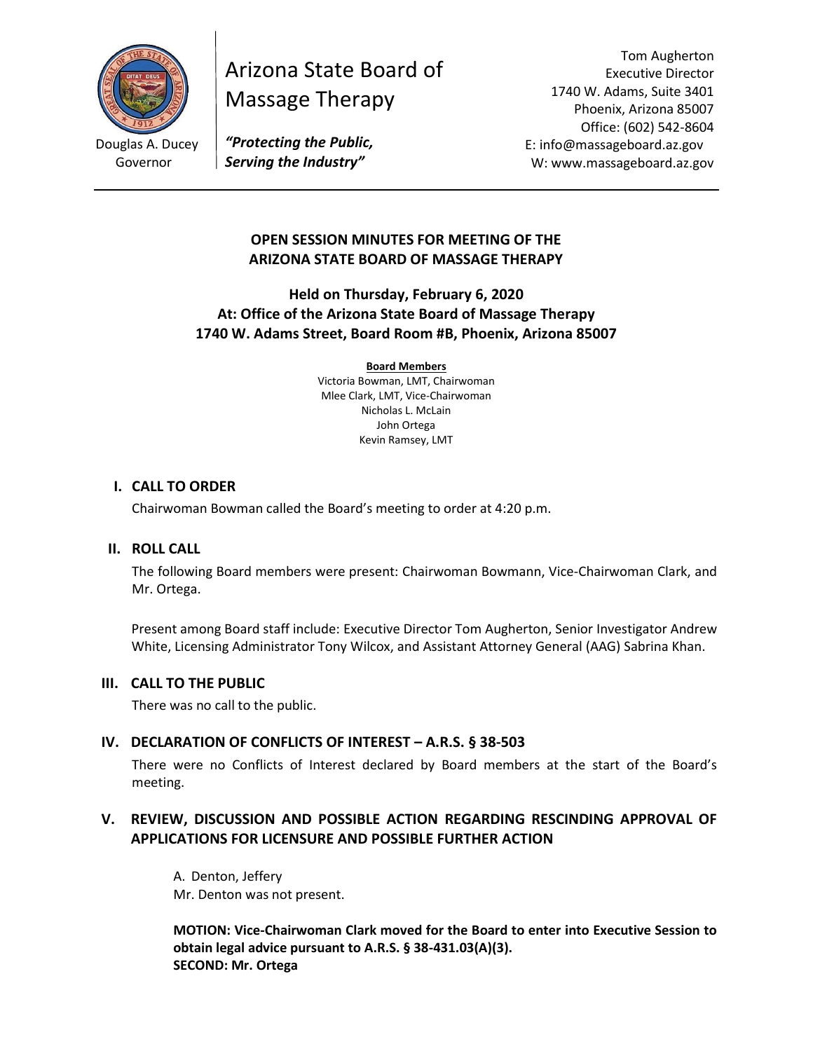Douglas A. Ducey
Governor

# Arizona State Board of Massage Therapy

***"Protecting the Public, Serving the Industry"***

Tom Augherton
Executive Director
1740 W. Adams, Suite 3401
Phoenix, Arizona 85007
Office: (602) 542-8604
E: info@massageboard.az.gov
W: www.massageboard.az.gov

---

## OPEN SESSION MINUTES FOR MEETING OF THE ARIZONA STATE BOARD OF MASSAGE THERAPY

### Held on Thursday, February 6, 2020
### At: Office of the Arizona State Board of Massage Therapy
### 1740 W. Adams Street, Board Room #B, Phoenix, Arizona 85007

**Board Members**

Victoria Bowman, LMT, Chairwoman
Mlee Clark, LMT, Vice-Chairwoman
Nicholas L. McLain
John Ortega
Kevin Ramsey, LMT

### I. CALL TO ORDER

Chairwoman Bowman called the Board's meeting to order at 4:20 p.m.

### II. ROLL CALL

The following Board members were present: Chairwoman Bowmann, Vice-Chairwoman Clark, and Mr. Ortega.

Present among Board staff include: Executive Director Tom Augherton, Senior Investigator Andrew White, Licensing Administrator Tony Wilcox, and Assistant Attorney General (AAG) Sabrina Khan.

### III. CALL TO THE PUBLIC

There was no call to the public.

### IV. DECLARATION OF CONFLICTS OF INTEREST – A.R.S. § 38-503

There were no Conflicts of Interest declared by Board members at the start of the Board's meeting.

### V. REVIEW, DISCUSSION AND POSSIBLE ACTION REGARDING RESCINDING APPROVAL OF APPLICATIONS FOR LICENSURE AND POSSIBLE FURTHER ACTION

A. Denton, Jeffery
Mr. Denton was not present.

**MOTION: Vice-Chairwoman Clark moved for the Board to enter into Executive Session to obtain legal advice pursuant to A.R.S. § 38-431.03(A)(3).**
**SECOND: Mr. Ortega**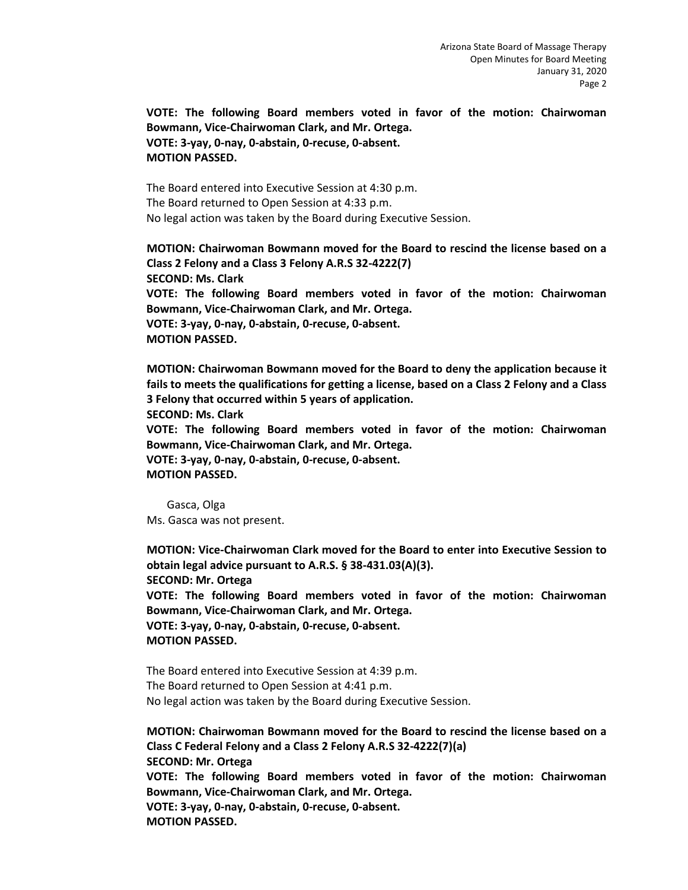**VOTE: The following Board members voted in favor of the motion: Chairwoman Bowmann, Vice-Chairwoman Clark, and Mr. Ortega.**
**VOTE: 3-yay, 0-nay, 0-abstain, 0-recuse, 0-absent.**
**MOTION PASSED.**

The Board entered into Executive Session at 4:30 p.m.
The Board returned to Open Session at 4:33 p.m.
No legal action was taken by the Board during Executive Session.

**MOTION: Chairwoman Bowmann moved for the Board to rescind the license based on a Class 2 Felony and a Class 3 Felony A.R.S 32-4222(7)**
**SECOND: Ms. Clark**
**VOTE: The following Board members voted in favor of the motion: Chairwoman Bowmann, Vice-Chairwoman Clark, and Mr. Ortega.**
**VOTE: 3-yay, 0-nay, 0-abstain, 0-recuse, 0-absent.**
**MOTION PASSED.**

**MOTION: Chairwoman Bowmann moved for the Board to deny the application because it fails to meets the qualifications for getting a license, based on a Class 2 Felony and a Class 3 Felony that occurred within 5 years of application.**
**SECOND: Ms. Clark**
**VOTE: The following Board members voted in favor of the motion: Chairwoman Bowmann, Vice-Chairwoman Clark, and Mr. Ortega.**
**VOTE: 3-yay, 0-nay, 0-abstain, 0-recuse, 0-absent.**
**MOTION PASSED.**

Gasca, Olga
Ms. Gasca was not present.

**MOTION: Vice-Chairwoman Clark moved for the Board to enter into Executive Session to obtain legal advice pursuant to A.R.S. § 38-431.03(A)(3).**
**SECOND: Mr. Ortega**
**VOTE: The following Board members voted in favor of the motion: Chairwoman Bowmann, Vice-Chairwoman Clark, and Mr. Ortega.**
**VOTE: 3-yay, 0-nay, 0-abstain, 0-recuse, 0-absent.**
**MOTION PASSED.**

The Board entered into Executive Session at 4:39 p.m.
The Board returned to Open Session at 4:41 p.m.
No legal action was taken by the Board during Executive Session.

**MOTION: Chairwoman Bowmann moved for the Board to rescind the license based on a Class C Federal Felony and a Class 2 Felony A.R.S 32-4222(7)(a)**
**SECOND: Mr. Ortega**
**VOTE: The following Board members voted in favor of the motion: Chairwoman Bowmann, Vice-Chairwoman Clark, and Mr. Ortega.**
**VOTE: 3-yay, 0-nay, 0-abstain, 0-recuse, 0-absent.**
**MOTION PASSED.**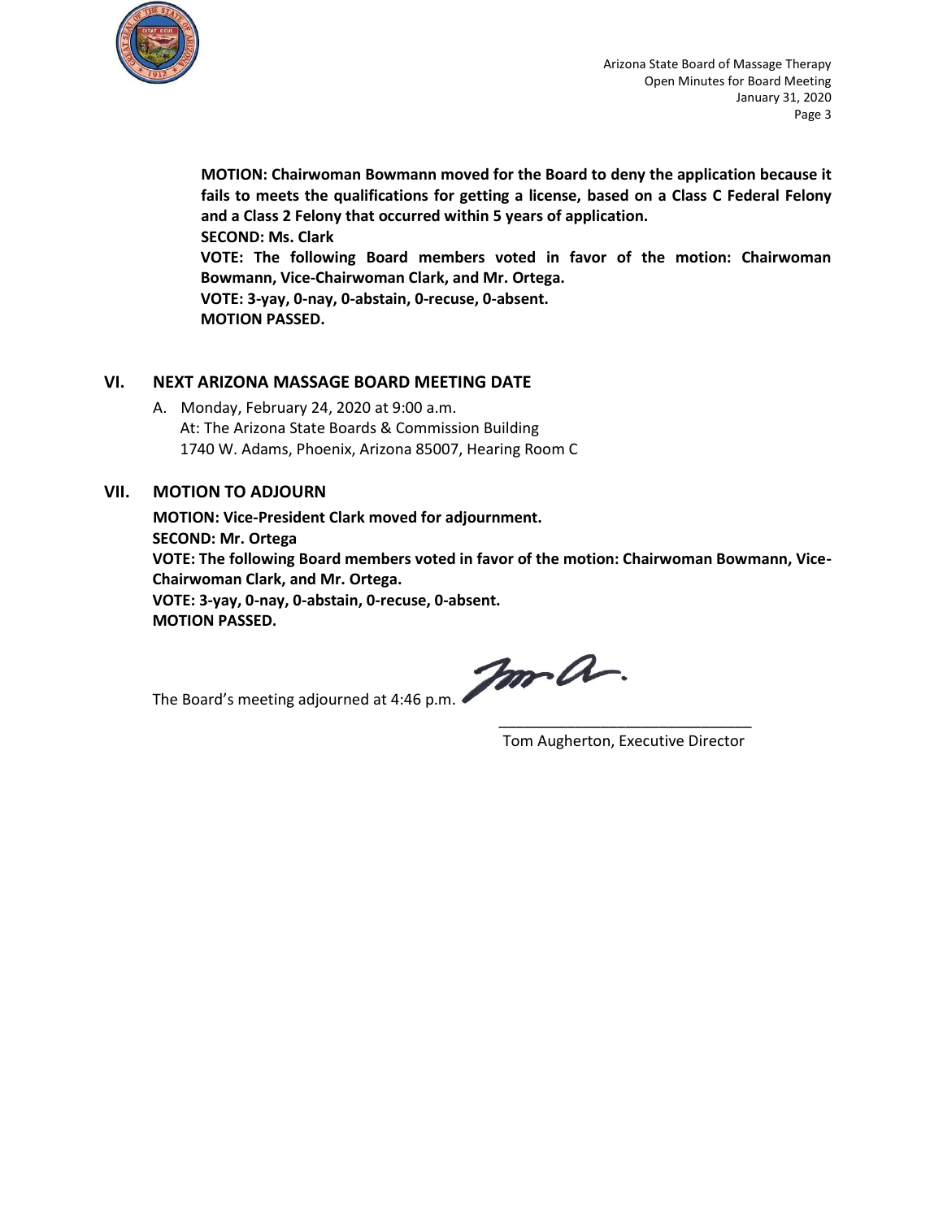**MOTION: Chairwoman Bowmann moved for the Board to deny the application because it fails to meets the qualifications for getting a license, based on a Class C Federal Felony and a Class 2 Felony that occurred within 5 years of application.**
**SECOND: Ms. Clark**
**VOTE: The following Board members voted in favor of the motion: Chairwoman Bowmann, Vice-Chairwoman Clark, and Mr. Ortega.**
**VOTE: 3-yay, 0-nay, 0-abstain, 0-recuse, 0-absent.**
**MOTION PASSED.**

## VI. NEXT ARIZONA MASSAGE BOARD MEETING DATE

A. Monday, February 24, 2020 at 9:00 a.m.
At: The Arizona State Boards & Commission Building
1740 W. Adams, Phoenix, Arizona 85007, Hearing Room C

## VII. MOTION TO ADJOURN

**MOTION: Vice-President Clark moved for adjournment.**
**SECOND: Mr. Ortega**
**VOTE: The following Board members voted in favor of the motion: Chairwoman Bowmann, Vice-Chairwoman Clark, and Mr. Ortega.**
**VOTE: 3-yay, 0-nay, 0-abstain, 0-recuse, 0-absent.**
**MOTION PASSED.**

The Board's meeting adjourned at 4:46 p.m.

\_\_\_\_\_\_\_\_\_\_\_\_\_\_\_\_\_\_\_\_\_\_\_\_\_\_\_\_\_\_
Tom Augherton, Executive Director